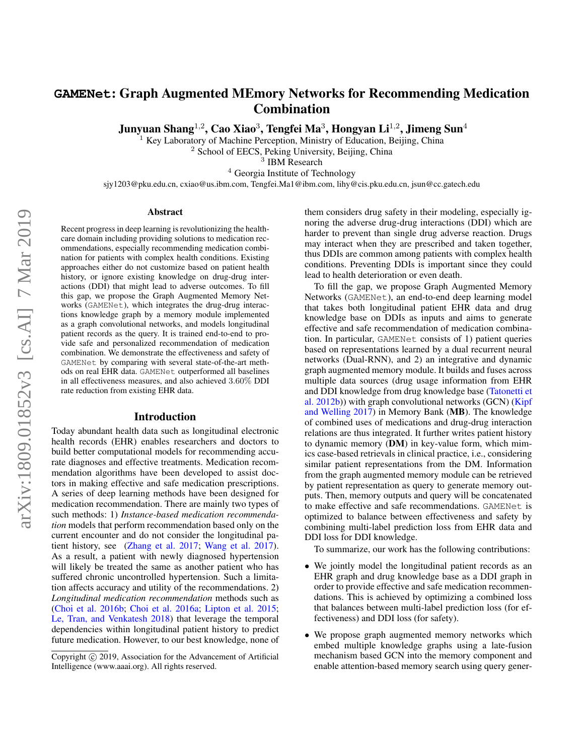# GAMENet: Graph Augmented MEmory Networks for Recommending Medication Combination

**Junyuan Shang**[1,2], **Cao Xiao**[3], **Tengfei Ma**[3], **Hongyan Li**[1,2], **Jimeng Sun**[4]

[1] Key Laboratory of Machine Perception, Ministry of Education, Beijing, China
[2] School of EECS, Peking University, Beijing, China
[3] IBM Research
[4] Georgia Institute of Technology

sjy1203@pku.edu.cn, cxiao@us.ibm.com, Tengfei.Ma1@ibm.com, lihy@cis.pku.edu.cn, jsun@cc.gatech.edu

## Abstract

Recent progress in deep learning is revolutionizing the healthcare domain including providing solutions to medication recommendations, especially recommending medication combination for patients with complex health conditions. Existing approaches either do not customize based on patient health history, or ignore existing knowledge on drug-drug interactions (DDI) that might lead to adverse outcomes. To fill this gap, we propose the Graph Augmented Memory Networks (GAMENet), which integrates the drug-drug interactions knowledge graph by a memory module implemented as a graph convolutional networks, and models longitudinal patient records as the query. It is trained end-to-end to provide safe and personalized recommendation of medication combination. We demonstrate the effectiveness and safety of GAMENet by comparing with several state-of-the-art methods on real EHR data. GAMENet outperformed all baselines in all effectiveness measures, and also achieved 3.60% DDI rate reduction from existing EHR data.

## Introduction

Today abundant health data such as longitudinal electronic health records (EHR) enables researchers and doctors to build better computational models for recommending accurate diagnoses and effective treatments. Medication recommendation algorithms have been developed to assist doctors in making effective and safe medication prescriptions. A series of deep learning methods have been designed for medication recommendation. There are mainly two types of such methods: 1) *Instance-based medication recommendation* models that perform recommendation based only on the current encounter and do not consider the longitudinal patient history, see (Zhang et al. 2017; Wang et al. 2017). As a result, a patient with newly diagnosed hypertension will likely be treated the same as another patient who has suffered chronic uncontrolled hypertension. Such a limitation affects accuracy and utility of the recommendations. 2) *Longitudinal medication recommendation* methods such as (Choi et al. 2016b; Choi et al. 2016a; Lipton et al. 2015; Le, Tran, and Venkatesh 2018) that leverage the temporal dependencies within longitudinal patient history to predict future medication. However, to our best knowledge, none of them considers drug safety in their modeling, especially ignoring the adverse drug-drug interactions (DDI) which are harder to prevent than single drug adverse reaction. Drugs may interact when they are prescribed and taken together, thus DDIs are common among patients with complex health conditions. Preventing DDIs is important since they could lead to health deterioration or even death.

To fill the gap, we propose Graph Augmented Memory Networks (GAMENet), an end-to-end deep learning model that takes both longitudinal patient EHR data and drug knowledge base on DDIs as inputs and aims to generate effective and safe recommendation of medication combination. In particular, GAMENet consists of 1) patient queries based on representations learned by a dual recurrent neural networks (Dual-RNN), and 2) an integrative and dynamic graph augmented memory module. It builds and fuses across multiple data sources (drug usage information from EHR and DDI knowledge from drug knowledge base (Tatonetti et al. 2012b)) with graph convolutional networks (GCN) (Kipf and Welling 2017) in Memory Bank (**MB**). The knowledge of combined uses of medications and drug-drug interaction relations are thus integrated. It further writes patient history to dynamic memory (**DM**) in key-value form, which mimics case-based retrievals in clinical practice, i.e., considering similar patient representations from the DM. Information from the graph augmented memory module can be retrieved by patient representation as query to generate memory outputs. Then, memory outputs and query will be concatenated to make effective and safe recommendations. GAMENet is optimized to balance between effectiveness and safety by combining multi-label prediction loss from EHR data and DDI loss for DDI knowledge.

To summarize, our work has the following contributions:

- We jointly model the longitudinal patient records as an EHR graph and drug knowledge base as a DDI graph in order to provide effective and safe medication recommendations. This is achieved by optimizing a combined loss that balances between multi-label prediction loss (for effectiveness) and DDI loss (for safety).
- We propose graph augmented memory networks which embed multiple knowledge graphs using a late-fusion mechanism based GCN into the memory component and enable attention-based memory search using query gener-

Copyright © 2019, Association for the Advancement of Artificial Intelligence (www.aaai.org). All rights reserved.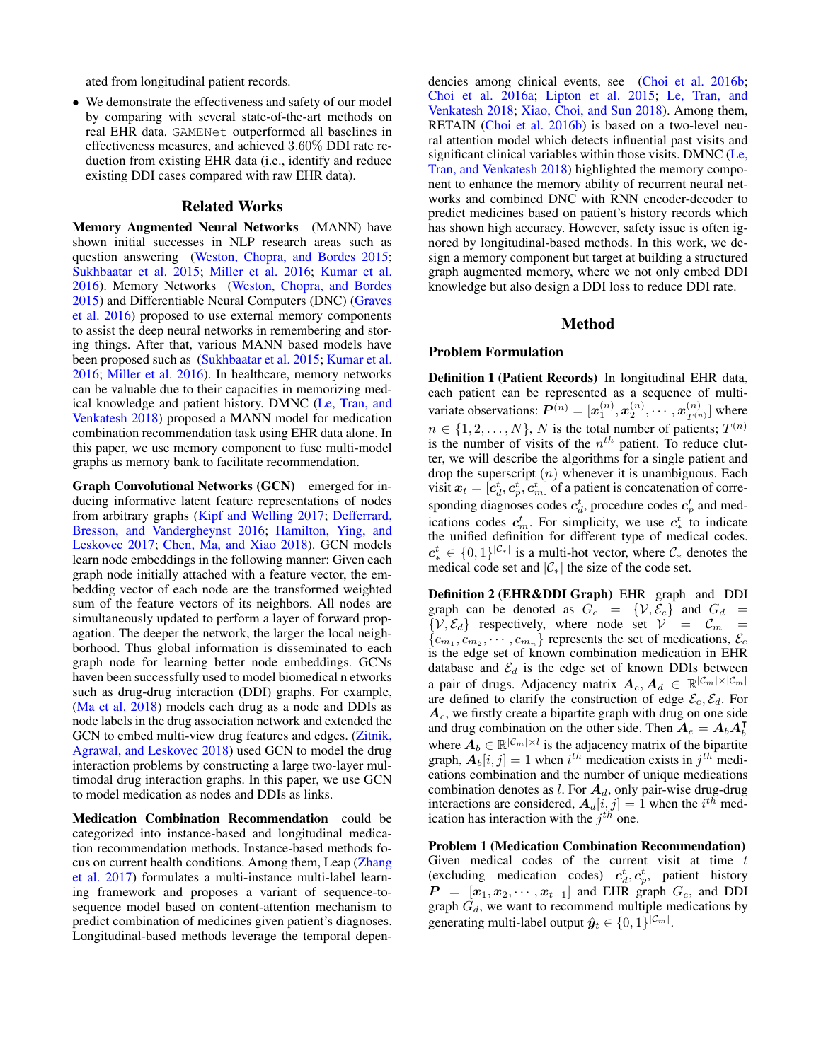ated from longitudinal patient records.

- We demonstrate the effectiveness and safety of our model by comparing with several state-of-the-art methods on real EHR data. GAMENet outperformed all baselines in effectiveness measures, and achieved 3.60% DDI rate reduction from existing EHR data (i.e., identify and reduce existing DDI cases compared with raw EHR data).

## Related Works

**Memory Augmented Neural Networks** (MANN) have shown initial successes in NLP research areas such as question answering (Weston, Chopra, and Bordes 2015; Sukhbaatar et al. 2015; Miller et al. 2016; Kumar et al. 2016). Memory Networks (Weston, Chopra, and Bordes 2015) and Differentiable Neural Computers (DNC) (Graves et al. 2016) proposed to use external memory components to assist the deep neural networks in remembering and storing things. After that, various MANN based models have been proposed such as (Sukhbaatar et al. 2015; Kumar et al. 2016; Miller et al. 2016). In healthcare, memory networks can be valuable due to their capacities in memorizing medical knowledge and patient history. DMNC (Le, Tran, and Venkatesh 2018) proposed a MANN model for medication combination recommendation task using EHR data alone. In this paper, we use memory component to fuse multi-model graphs as memory bank to facilitate recommendation.

**Graph Convolutional Networks (GCN)** emerged for inducing informative latent feature representations of nodes from arbitrary graphs (Kipf and Welling 2017; Defferrard, Bresson, and Vandergheynst 2016; Hamilton, Ying, and Leskovec 2017; Chen, Ma, and Xiao 2018). GCN models learn node embeddings in the following manner: Given each graph node initially attached with a feature vector, the embedding vector of each node are the transformed weighted sum of the feature vectors of its neighbors. All nodes are simultaneously updated to perform a layer of forward propagation. The deeper the network, the larger the local neighborhood. Thus global information is disseminated to each graph node for learning better node embeddings. GCNs haven been successfully used to model biomedical n etworks such as drug-drug interaction (DDI) graphs. For example, (Ma et al. 2018) models each drug as a node and DDIs as node labels in the drug association network and extended the GCN to embed multi-view drug features and edges. (Zitnik, Agrawal, and Leskovec 2018) used GCN to model the drug interaction problems by constructing a large two-layer multimodal drug interaction graphs. In this paper, we use GCN to model medication as nodes and DDIs as links.

**Medication Combination Recommendation** could be categorized into instance-based and longitudinal medication recommendation methods. Instance-based methods focus on current health conditions. Among them, Leap (Zhang et al. 2017) formulates a multi-instance multi-label learning framework and proposes a variant of sequence-to-sequence model based on content-attention mechanism to predict combination of medicines given patient's diagnoses. Longitudinal-based methods leverage the temporal dependencies among clinical events, see (Choi et al. 2016b; Choi et al. 2016a; Lipton et al. 2015; Le, Tran, and Venkatesh 2018; Xiao, Choi, and Sun 2018). Among them, RETAIN (Choi et al. 2016b) is based on a two-level neural attention model which detects influential past visits and significant clinical variables within those visits. DMNC (Le, Tran, and Venkatesh 2018) highlighted the memory component to enhance the memory ability of recurrent neural networks and combined DNC with RNN encoder-decoder to predict medicines based on patient's history records which has shown high accuracy. However, safety issue is often ignored by longitudinal-based methods. In this work, we design a memory component but target at building a structured graph augmented memory, where we not only embed DDI knowledge but also design a DDI loss to reduce DDI rate.

## Method

### Problem Formulation

**Definition 1 (Patient Records)** In longitudinal EHR data, each patient can be represented as a sequence of multivariate observations: $\boldsymbol{P}^{(n)} = [\boldsymbol{x}_1^{(n)}, \boldsymbol{x}_2^{(n)}, \cdots, \boldsymbol{x}_{T^{(n)}}^{(n)}]$ where $n \in \{1, 2, \ldots, N\}$, $N$ is the total number of patients; $T^{(n)}$ is the number of visits of the $n^{th}$ patient. To reduce clutter, we will describe the algorithms for a single patient and drop the superscript $(n)$ whenever it is unambiguous. Each visit $\boldsymbol{x}_t = [\boldsymbol{c}_d^t, \boldsymbol{c}_p^t, \boldsymbol{c}_m^t]$ of a patient is concatenation of corresponding diagnoses codes $\boldsymbol{c}_d^t$, procedure codes $\boldsymbol{c}_p^t$ and medications codes $\boldsymbol{c}_m^t$. For simplicity, we use $\boldsymbol{c}_*^t$ to indicate the unified definition for different type of medical codes. $\boldsymbol{c}_*^t \in \{0, 1\}^{|\mathcal{C}_*|}$ is a multi-hot vector, where $\mathcal{C}_*$ denotes the medical code set and $|\mathcal{C}_*|$ the size of the code set.

**Definition 2 (EHR&DDI Graph)** EHR graph and DDI graph can be denoted as $G_e = \{\mathcal{V}, \mathcal{E}_e\}$ and $G_d = \{\mathcal{V}, \mathcal{E}_d\}$ respectively, where node set $\mathcal{V} = \mathcal{C}_m = \{c_{m_1}, c_{m_2}, \cdots, c_{m_n}\}$ represents the set of medications, $\mathcal{E}_e$ is the edge set of known combination medication in EHR database and $\mathcal{E}_d$ is the edge set of known DDIs between a pair of drugs. Adjacency matrix $\boldsymbol{A}_e, \boldsymbol{A}_d \in \mathbb{R}^{|\mathcal{C}_m| \times |\mathcal{C}_m|}$ are defined to clarify the construction of edge $\mathcal{E}_e, \mathcal{E}_d$. For $\boldsymbol{A}_e$, we firstly create a bipartite graph with drug on one side and drug combination on the other side. Then $\boldsymbol{A}_e = \boldsymbol{A}_b \boldsymbol{A}_b^\intercal$ where $\boldsymbol{A}_b \in \mathbb{R}^{|\mathcal{C}_m| \times l}$ is the adjacency matrix of the bipartite graph, $\boldsymbol{A}_b[i, j] = 1$ when $i^{th}$ medication exists in $j^{th}$ medications combination and the number of unique medications combination denotes as $l$. For $\boldsymbol{A}_d$, only pair-wise drug-drug interactions are considered, $\boldsymbol{A}_d[i, j] = 1$ when the $i^{th}$ medication has interaction with the $j^{th}$ one.

**Problem 1 (Medication Combination Recommendation)** Given medical codes of the current visit at time $t$ (excluding medication codes) $\boldsymbol{c}_d^t, \boldsymbol{c}_p^t$, patient history $\boldsymbol{P} = [\boldsymbol{x}_1, \boldsymbol{x}_2, \cdots, \boldsymbol{x}_{t-1}]$ and EHR graph $G_e$, and DDI graph $G_d$, we want to recommend multiple medications by generating multi-label output $\hat{\boldsymbol{y}}_t \in \{0, 1\}^{|\mathcal{C}_m|}$.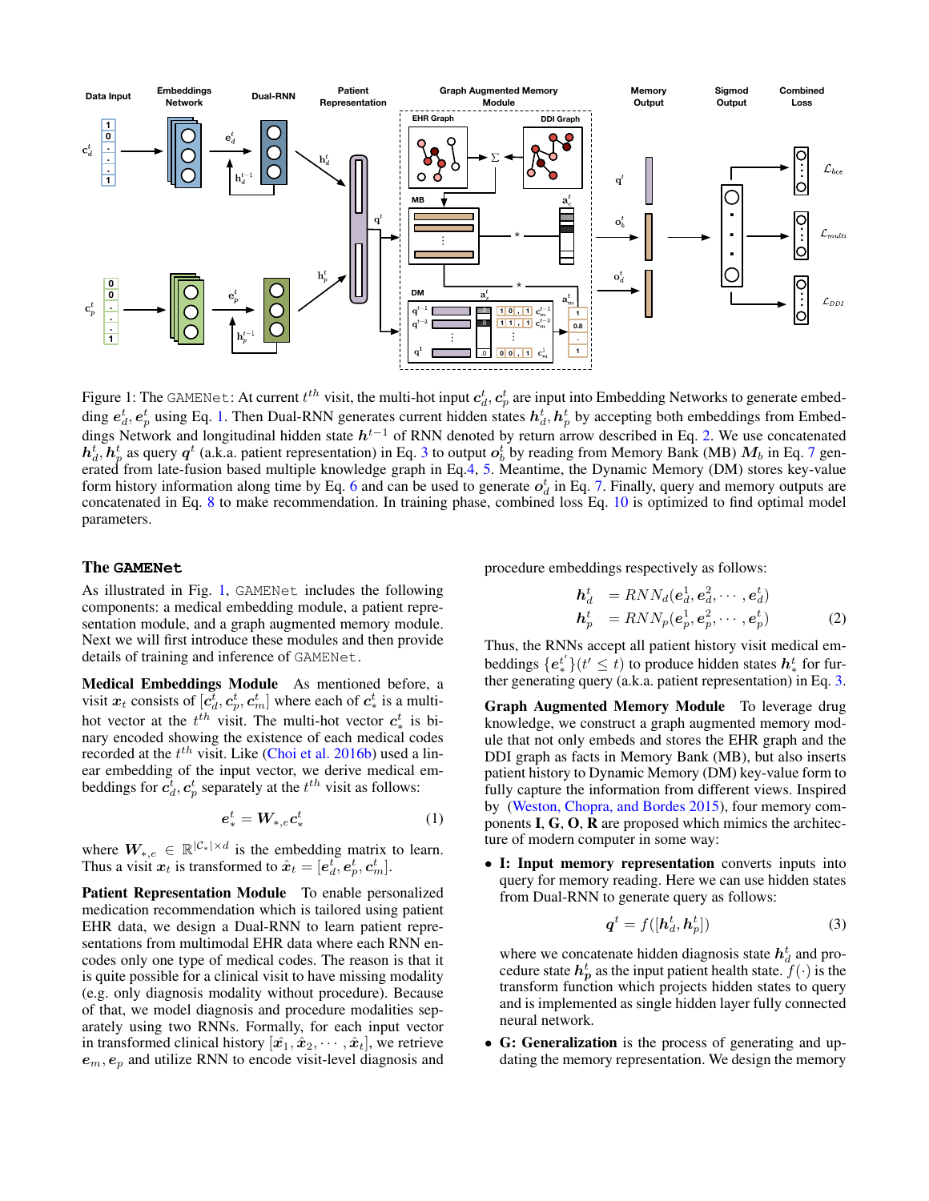Figure 1: The GAMENet: At current $t^{th}$ visit, the multi-hot input $\boldsymbol{c}_d^t, \boldsymbol{c}_p^t$ are input into Embedding Networks to generate embedding $\boldsymbol{e}_d^t, \boldsymbol{e}_p^t$ using Eq. 1. Then Dual-RNN generates current hidden states $\boldsymbol{h}_d^t, \boldsymbol{h}_p^t$ by accepting both embeddings from Embeddings Network and longitudinal hidden state $\boldsymbol{h}^{t-1}$ of RNN denoted by return arrow described in Eq. 2. We use concatenated $\boldsymbol{h}_d^t, \boldsymbol{h}_p^t$ as query $\boldsymbol{q}^t$ (a.k.a. patient representation) in Eq. 3 to output $\boldsymbol{o}_b^t$ by reading from Memory Bank (MB) $\boldsymbol{M}_b$ in Eq. 7 generated from late-fusion based multiple knowledge graph in Eq.4, 5. Meantime, the Dynamic Memory (DM) stores key-value form history information along time by Eq. 6 and can be used to generate $\boldsymbol{o}_d^t$ in Eq. 7. Finally, query and memory outputs are concatenated in Eq. 8 to make recommendation. In training phase, combined loss Eq. 10 is optimized to find optimal model parameters.

## The GAMENet

As illustrated in Fig. 1, GAMENet includes the following components: a medical embedding module, a patient representation module, and a graph augmented memory module. Next we will first introduce these modules and then provide details of training and inference of GAMENet.

**Medical Embeddings Module** As mentioned before, a visit $\boldsymbol{x}_t$ consists of $[\boldsymbol{c}_d^t, \boldsymbol{c}_p^t, \boldsymbol{c}_m^t]$ where each of $\boldsymbol{c}_*^t$ is a multi-hot vector at the $t^{th}$ visit. The multi-hot vector $\boldsymbol{c}_*^t$ is binary encoded showing the existence of each medical codes recorded at the $t^{th}$ visit. Like (Choi et al. 2016b) used a linear embedding of the input vector, we derive medical embeddings for $\boldsymbol{c}_d^t, \boldsymbol{c}_p^t$ separately at the $t^{th}$ visit as follows:

$$\boldsymbol{e}_*^t = \boldsymbol{W}_{*,e}\boldsymbol{c}_*^t \tag{1}$$

where $\boldsymbol{W}_{*,e} \in \mathbb{R}^{|\mathcal{C}_*| \times d}$ is the embedding matrix to learn. Thus a visit $\boldsymbol{x}_t$ is transformed to $\hat{\boldsymbol{x}}_t = [\boldsymbol{e}_d^t, \boldsymbol{e}_p^t, \boldsymbol{c}_m^t]$.

**Patient Representation Module** To enable personalized medication recommendation which is tailored using patient EHR data, we design a Dual-RNN to learn patient representations from multimodal EHR data where each RNN encodes only one type of medical codes. The reason is that it is quite possible for a clinical visit to have missing modality (e.g. only diagnosis modality without procedure). Because of that, we model diagnosis and procedure modalities separately using two RNNs. Formally, for each input vector in transformed clinical history $[\hat{\boldsymbol{x}}_1, \hat{\boldsymbol{x}}_2, \cdots, \hat{\boldsymbol{x}}_t]$, we retrieve $\boldsymbol{e}_m, \boldsymbol{e}_p$ and utilize RNN to encode visit-level diagnosis and procedure embeddings respectively as follows:

$$\begin{aligned} \boldsymbol{h}_d^t &= RNN_d(\boldsymbol{e}_d^1, \boldsymbol{e}_d^2, \cdots, \boldsymbol{e}_d^t) \\ \boldsymbol{h}_p^t &= RNN_p(\boldsymbol{e}_p^1, \boldsymbol{e}_p^2, \cdots, \boldsymbol{e}_p^t) \end{aligned} \tag{2}$$

Thus, the RNNs accept all patient history visit medical embeddings $\{\boldsymbol{e}_*^{t'}\}(t' \leq t)$ to produce hidden states $\boldsymbol{h}_*^t$ for further generating query (a.k.a. patient representation) in Eq. 3.

**Graph Augmented Memory Module** To leverage drug knowledge, we construct a graph augmented memory module that not only embeds and stores the EHR graph and the DDI graph as facts in Memory Bank (MB), but also inserts patient history to Dynamic Memory (DM) key-value form to fully capture the information from different views. Inspired by (Weston, Chopra, and Bordes 2015), four memory components **I**, **G**, **O**, **R** are proposed which mimics the architecture of modern computer in some way:

- **I: Input memory representation** converts inputs into query for memory reading. Here we can use hidden states from Dual-RNN to generate query as follows:

$$\boldsymbol{q}^t = f([\boldsymbol{h}_d^t, \boldsymbol{h}_p^t]) \tag{3}$$

  where we concatenate hidden diagnosis state $\boldsymbol{h}_d^t$ and procedure state $\boldsymbol{h}_p^t$ as the input patient health state. $f(\cdot)$ is the transform function which projects hidden states to query and is implemented as single hidden layer fully connected neural network.

- **G: Generalization** is the process of generating and updating the memory representation. We design the memory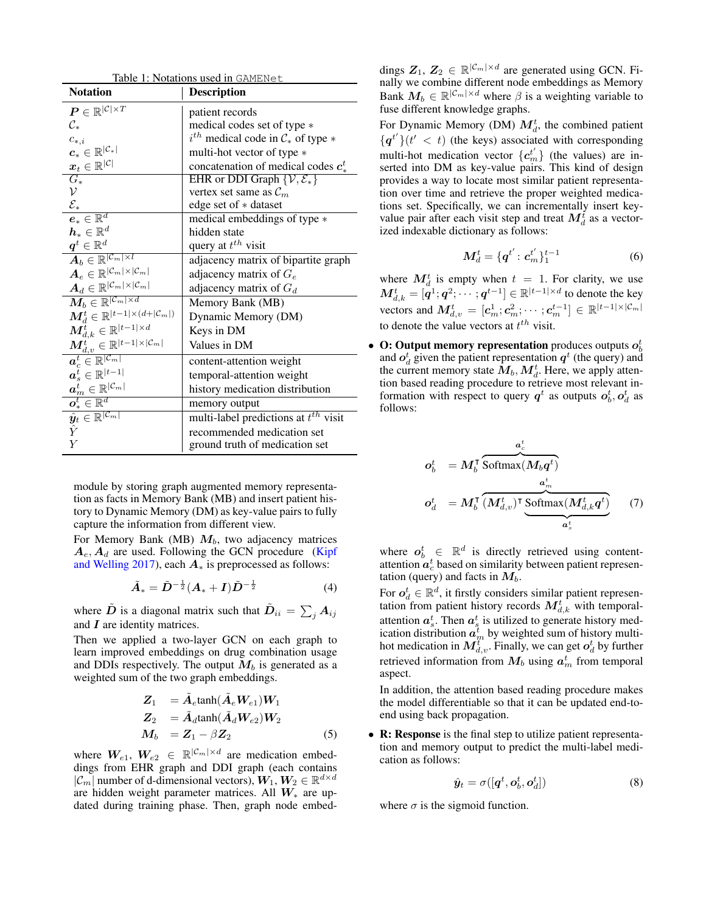Table 1: Notations used in GAMENet

| Notation | Description |
|---|---|
| $\boldsymbol{P} \in \mathbb{R}^{\lvert\mathcal{C}\rvert \times T}$ | patient records |
| $\mathcal{C}_*$ | medical codes set of type $*$ |
| $c_{*,i}$ | $i^{th}$ medical code in $\mathcal{C}_*$ of type $*$ |
| $\boldsymbol{c}_* \in \mathbb{R}^{\lvert\mathcal{C}_*\rvert}$ | multi-hot vector of type $*$ |
| $\boldsymbol{x}_t \in \mathbb{R}^{\lvert\mathcal{C}\rvert}$ | concatenation of medical codes $\boldsymbol{c}_*^t$ |
| $G_*$ | EHR or DDI Graph $\{\mathcal{V}, \mathcal{E}_*\}$ |
| $\mathcal{V}$ | vertex set same as $\mathcal{C}_m$ |
| $\mathcal{E}_*$ | edge set of $*$ dataset |
| $\boldsymbol{e}_* \in \mathbb{R}^d$ | medical embeddings of type $*$ |
| $\boldsymbol{h}_* \in \mathbb{R}^d$ | hidden state |
| $\boldsymbol{q}^t \in \mathbb{R}^d$ | query at $t^{th}$ visit |
| $\boldsymbol{A}_b \in \mathbb{R}^{\lvert\mathcal{C}_m\rvert \times l}$ | adjacency matrix of bipartite graph |
| $\boldsymbol{A}_e \in \mathbb{R}^{\lvert\mathcal{C}_m\rvert \times \lvert\mathcal{C}_m\rvert}$ | adjacency matrix of $G_e$ |
| $\boldsymbol{A}_d \in \mathbb{R}^{\lvert\mathcal{C}_m\rvert \times \lvert\mathcal{C}_m\rvert}$ | adjacency matrix of $G_d$ |
| $\boldsymbol{M}_b \in \mathbb{R}^{\lvert\mathcal{C}_m\rvert \times d}$ | Memory Bank (MB) |
| $\boldsymbol{M}_d^t \in \mathbb{R}^{\lvert t-1\rvert \times (d + \lvert\mathcal{C}_m\rvert)}$ | Dynamic Memory (DM) |
| $\boldsymbol{M}_{d,k}^t \in \mathbb{R}^{\lvert t-1\rvert \times d}$ | Keys in DM |
| $\boldsymbol{M}_{d,v}^t \in \mathbb{R}^{\lvert t-1\rvert \times \lvert\mathcal{C}_m\rvert}$ | Values in DM |
| $\boldsymbol{a}_c^t \in \mathbb{R}^{\lvert\mathcal{C}_m\rvert}$ | content-attention weight |
| $\boldsymbol{a}_s^t \in \mathbb{R}^{\lvert t-1\rvert}$ | temporal-attention weight |
| $\boldsymbol{a}_m^t \in \mathbb{R}^{\lvert\mathcal{C}_m\rvert}$ | history medication distribution |
| $\boldsymbol{o}_*^t \in \mathbb{R}^d$ | memory output |
| $\hat{\boldsymbol{y}}_t \in \mathbb{R}^{\lvert\mathcal{C}_m\rvert}$ | multi-label predictions at $t^{th}$ visit |
| $\hat{Y}$ | recommended medication set |
| $Y$ | ground truth of medication set |

module by storing graph augmented memory representation as facts in Memory Bank (MB) and insert patient history to Dynamic Memory (DM) as key-value pairs to fully capture the information from different view.

For Memory Bank (MB) $\boldsymbol{M}_b$, two adjacency matrices $\boldsymbol{A}_e, \boldsymbol{A}_d$ are used. Following the GCN procedure (Kipf and Welling 2017), each $\boldsymbol{A}_*$ is preprocessed as follows:

$$\tilde{\boldsymbol{A}}_* = \tilde{\boldsymbol{D}}^{-\frac{1}{2}}(\boldsymbol{A}_* + \boldsymbol{I})\tilde{\boldsymbol{D}}^{-\frac{1}{2}} \tag{4}$$

where $\tilde{\boldsymbol{D}}$ is a diagonal matrix such that $\tilde{\boldsymbol{D}}_{ii} = \sum_j \boldsymbol{A}_{ij}$ and $\boldsymbol{I}$ are identity matrices.

Then we applied a two-layer GCN on each graph to learn improved embeddings on drug combination usage and DDIs respectively. The output $\boldsymbol{M}_b$ is generated as a weighted sum of the two graph embeddings.

$$\begin{aligned} \boldsymbol{Z}_1 &= \tilde{\boldsymbol{A}}_e \tanh(\tilde{\boldsymbol{A}}_e \boldsymbol{W}_{e1})\boldsymbol{W}_1 \\ \boldsymbol{Z}_2 &= \tilde{\boldsymbol{A}}_d \tanh(\tilde{\boldsymbol{A}}_d \boldsymbol{W}_{e2})\boldsymbol{W}_2 \\ \boldsymbol{M}_b &= \boldsymbol{Z}_1 - \beta \boldsymbol{Z}_2 \end{aligned} \tag{5}$$

where $\boldsymbol{W}_{e1}, \boldsymbol{W}_{e2} \in \mathbb{R}^{\lvert\mathcal{C}_m\rvert \times d}$ are medication embeddings from EHR graph and DDI graph (each contains $\lvert\mathcal{C}_m\rvert$ number of d-dimensional vectors), $\boldsymbol{W}_1, \boldsymbol{W}_2 \in \mathbb{R}^{d \times d}$ are hidden weight parameter matrices. All $\boldsymbol{W}_*$ are updated during training phase. Then, graph node embeddings $\boldsymbol{Z}_1, \boldsymbol{Z}_2 \in \mathbb{R}^{\lvert\mathcal{C}_m\rvert \times d}$ are generated using GCN. Finally we combine different node embeddings as Memory Bank $\boldsymbol{M}_b \in \mathbb{R}^{\lvert\mathcal{C}_m\rvert \times d}$ where $\beta$ is a weighting variable to fuse different knowledge graphs.

For Dynamic Memory (DM) $\boldsymbol{M}_d^t$, the combined patient $\{\boldsymbol{q}^{t'}\}(t' < t)$ (the keys) associated with corresponding multi-hot medication vector $\{\boldsymbol{c}_m^{t'}\}$ (the values) are inserted into DM as key-value pairs. This kind of design provides a way to locate most similar patient representation over time and retrieve the proper weighted medications set. Specifically, we can incrementally insert key-value pair after each visit step and treat $\boldsymbol{M}_d^t$ as a vectorized indexable dictionary as follows:

$$\boldsymbol{M}_d^t = \{\boldsymbol{q}^{t'} : \boldsymbol{c}_m^{t'}\}_1^{t-1} \tag{6}$$

where $\boldsymbol{M}_d^t$ is empty when $t = 1$. For clarity, we use $\boldsymbol{M}_{d,k}^t = [\boldsymbol{q}^1; \boldsymbol{q}^2; \cdots; \boldsymbol{q}^{t-1}] \in \mathbb{R}^{\lvert t-1\rvert \times d}$ to denote the key vectors and $\boldsymbol{M}_{d,v}^t = [\boldsymbol{c}_m^1; \boldsymbol{c}_m^2; \cdots; \boldsymbol{c}_m^{t-1}] \in \mathbb{R}^{\lvert t-1\rvert \times \lvert\mathcal{C}_m\rvert}$ to denote the value vectors at $t^{th}$ visit.

- **O: Output memory representation** produces outputs $\boldsymbol{o}_b^t$ and $\boldsymbol{o}_d^t$ given the patient representation $\boldsymbol{q}^t$ (the query) and the current memory state $\boldsymbol{M}_b, \boldsymbol{M}_d^t$. Here, we apply attention based reading procedure to retrieve most relevant information with respect to query $\boldsymbol{q}^t$ as outputs $\boldsymbol{o}_b^t, \boldsymbol{o}_d^t$ as follows:

$$\begin{aligned} \boldsymbol{o}_b^t &= \boldsymbol{M}_b^\intercal \overbrace{\text{Softmax}(\boldsymbol{M}_b \boldsymbol{q}^t)}^{\boldsymbol{a}_c^t} \\ \boldsymbol{o}_d^t &= \boldsymbol{M}_b^\intercal \overbrace{(\boldsymbol{M}_{d,v}^t)^\intercal \underbrace{\text{Softmax}(\boldsymbol{M}_{d,k}^t \boldsymbol{q}^t)}_{\boldsymbol{a}_s^t}}^{\boldsymbol{a}_m^t} \end{aligned} \tag{7}$$

where $\boldsymbol{o}_b^t \in \mathbb{R}^d$ is directly retrieved using content-attention $\boldsymbol{a}_c^t$ based on similarity between patient representation (query) and facts in $\boldsymbol{M}_b$.

For $\boldsymbol{o}_d^t \in \mathbb{R}^d$, it firstly considers similar patient representation from patient history records $\boldsymbol{M}_{d,k}^t$ with temporal-attention $\boldsymbol{a}_s^t$. Then $\boldsymbol{a}_s^t$ is utilized to generate history medication distribution $\boldsymbol{a}_m^t$ by weighted sum of history multi-hot medication in $\boldsymbol{M}_{d,v}^t$. Finally, we can get $\boldsymbol{o}_d^t$ by further retrieved information from $\boldsymbol{M}_b$ using $\boldsymbol{a}_m^t$ from temporal aspect.

In addition, the attention based reading procedure makes the model differentiable so that it can be updated end-to-end using back propagation.

- **R: Response** is the final step to utilize patient representation and memory output to predict the multi-label medication as follows:

$$\hat{\boldsymbol{y}}_t = \sigma([\boldsymbol{q}^t, \boldsymbol{o}_b^t, \boldsymbol{o}_d^t]) \tag{8}$$

where $\sigma$ is the sigmoid function.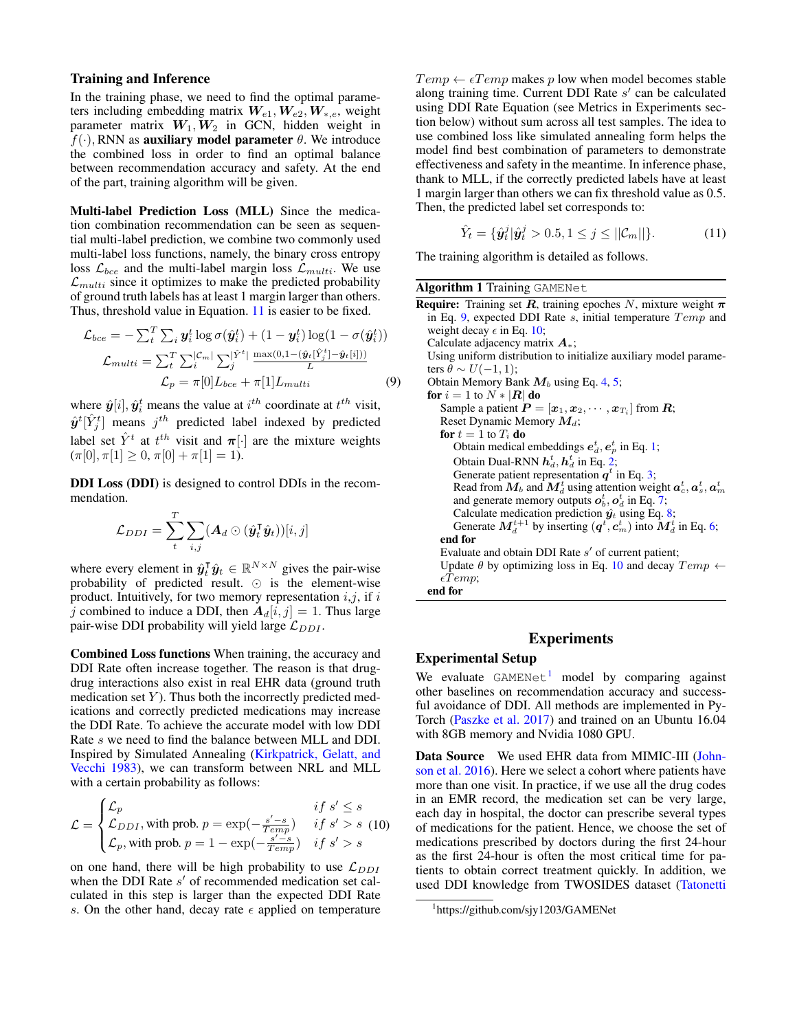### Training and Inference

In the training phase, we need to find the optimal parameters including embedding matrix $\boldsymbol{W}_{e1}, \boldsymbol{W}_{e2}, \boldsymbol{W}_{*,e}$, weight parameter matrix $\boldsymbol{W}_1, \boldsymbol{W}_2$ in GCN, hidden weight in $f(\cdot)$, RNN as **auxiliary model parameter** $\theta$. We introduce the combined loss in order to find an optimal balance between recommendation accuracy and safety. At the end of the part, training algorithm will be given.

**Multi-label Prediction Loss (MLL)** Since the medication combination recommendation can be seen as sequential multi-label prediction, we combine two commonly used multi-label loss functions, namely, the binary cross entropy loss $\mathcal{L}_{bce}$ and the multi-label margin loss $\mathcal{L}_{multi}$. We use $\mathcal{L}_{multi}$ since it optimizes to make the predicted probability of ground truth labels has at least 1 margin larger than others. Thus, threshold value in Equation. 11 is easier to be fixed.

$$
\begin{aligned}
\mathcal{L}_{bce} &= -\sum_t^T \sum_i \boldsymbol{y}_i^t \log \sigma(\hat{\boldsymbol{y}}_i^t) + (1-\boldsymbol{y}_i^t)\log(1-\sigma(\hat{\boldsymbol{y}}_i^t)) \\
\mathcal{L}_{multi} &= \sum_t^T \sum_i^{|\mathcal{C}_m|} \sum_j^{|\hat{Y}^t|} \frac{\max(0, 1-(\hat{\boldsymbol{y}}_t[\hat{Y}_j^t] - \hat{\boldsymbol{y}}_t[i]))}{L} \\
\mathcal{L}_p &= \pi[0] L_{bce} + \pi[1] L_{multi}
\end{aligned} \tag{9}
$$

where $\hat{\boldsymbol{y}}[i], \hat{\boldsymbol{y}}_i^t$ means the value at $i^{th}$ coordinate at $t^{th}$ visit, $\hat{\boldsymbol{y}}^t[\hat{Y}_j^t]$ means $j^{th}$ predicted label indexed by predicted label set $\hat{Y}^t$ at $t^{th}$ visit and $\boldsymbol{\pi}[\cdot]$ are the mixture weights ($\pi[0], \pi[1] \geq 0, \pi[0] + \pi[1] = 1$).

**DDI Loss (DDI)** is designed to control DDIs in the recommendation.

$$
\mathcal{L}_{DDI} = \sum_t^T \sum_{i,j} (\boldsymbol{A}_d \odot (\hat{\boldsymbol{y}}_t^\intercal \hat{\boldsymbol{y}}_t))[i,j]
$$

where every element in $\hat{\boldsymbol{y}}_t^\intercal \hat{\boldsymbol{y}}_t \in \mathbb{R}^{N \times N}$ gives the pair-wise probability of predicted result. $\odot$ is the element-wise product. Intuitively, for two memory representation $i$,$j$, if $i$ $j$ combined to induce a DDI, then $\boldsymbol{A}_d[i,j] = 1$. Thus large pair-wise DDI probability will yield large $\mathcal{L}_{DDI}$.

**Combined Loss functions** When training, the accuracy and DDI Rate often increase together. The reason is that drug-drug interactions also exist in real EHR data (ground truth medication set $Y$). Thus both the incorrectly predicted medications and correctly predicted medications may increase the DDI Rate. To achieve the accurate model with low DDI Rate $s$ we need to find the balance between MLL and DDI. Inspired by Simulated Annealing (Kirkpatrick, Gelatt, and Vecchi 1983), we can transform between NRL and MLL with a certain probability as follows:

$$
\mathcal{L} = \begin{cases}
\mathcal{L}_p & if \ s' \leq s \\
\mathcal{L}_{DDI}, \text{with prob. } p = \exp(-\frac{s'-s}{Temp}) & if \ s' > s \\
\mathcal{L}_p, \text{with prob. } p = 1 - \exp(-\frac{s'-s}{Temp}) & if \ s' > s
\end{cases} \tag{10}
$$

on one hand, there will be high probability to use $\mathcal{L}_{DDI}$ when the DDI Rate $s'$ of recommended medication set calculated in this step is larger than the expected DDI Rate $s$. On the other hand, decay rate $\epsilon$ applied on temperature $Temp \leftarrow \epsilon Temp$ makes $p$ low when model becomes stable along training time. Current DDI Rate $s'$ can be calculated using DDI Rate Equation (see Metrics in Experiments section below) without sum across all test samples. The idea to use combined loss like simulated annealing form helps the model find best combination of parameters to demonstrate effectiveness and safety in the meantime. In inference phase, thank to MLL, if the correctly predicted labels have at least 1 margin larger than others we can fix threshold value as 0.5. Then, the predicted label set corresponds to:

$$
\hat{Y}_t = \{\hat{\boldsymbol{y}}_t^j | \hat{\boldsymbol{y}}_t^j > 0.5, 1 \leq j \leq ||\mathcal{C}_m||\}. \tag{11}
$$

The training algorithm is detailed as follows.

**Algorithm 1** Training `GAMENet`

```
Require: Training set R, training epoches N, mixture weight π
    in Eq. 9, expected DDI Rate s, initial temperature Temp and
    weight decay ε in Eq. 10;
  Calculate adjacency matrix A_*;
  Using uniform distribution to initialize auxiliary model parame-
  ters θ ~ U(−1, 1);
  Obtain Memory Bank M_b using Eq. 4, 5;
  for i = 1 to N * |R| do
    Sample a patient P = [x_1, x_2, ··· , x_{T_i}] from R;
    Reset Dynamic Memory M_d;
    for t = 1 to T_i do
      Obtain medical embeddings e_d^t, e_p^t in Eq. 1;
      Obtain Dual-RNN h_d^t, h_d^t in Eq. 2;
      Generate patient representation q^t in Eq. 3;
      Read from M_b and M_d^t using attention weight a_c^t, a_s^t, a_m^t
      and generate memory outputs o_b^t, o_d^t in Eq. 7;
      Calculate medication prediction ŷ_t using Eq. 8;
      Generate M_d^{t+1} by inserting (q^t, c_m^t) into M_d^t in Eq. 6;
    end for
    Evaluate and obtain DDI Rate s' of current patient;
    Update θ by optimizing loss in Eq. 10 and decay Temp ←
    εTemp;
  end for
```

## Experiments

### Experimental Setup

We evaluate `GAMENet`[1] model by comparing against other baselines on recommendation accuracy and successful avoidance of DDI. All methods are implemented in PyTorch (Paszke et al. 2017) and trained on an Ubuntu 16.04 with 8GB memory and Nvidia 1080 GPU.

**Data Source** We used EHR data from MIMIC-III (Johnson et al. 2016). Here we select a cohort where patients have more than one visit. In practice, if we use all the drug codes in an EMR record, the medication set can be very large, each day in hospital, the doctor can prescribe several types of medications for the patient. Hence, we choose the set of medications prescribed by doctors during the first 24-hour as the first 24-hour is often the most critical time for patients to obtain correct treatment quickly. In addition, we used DDI knowledge from TWOSIDES dataset (Tatonetti

[1] https://github.com/sjy1203/GAMENet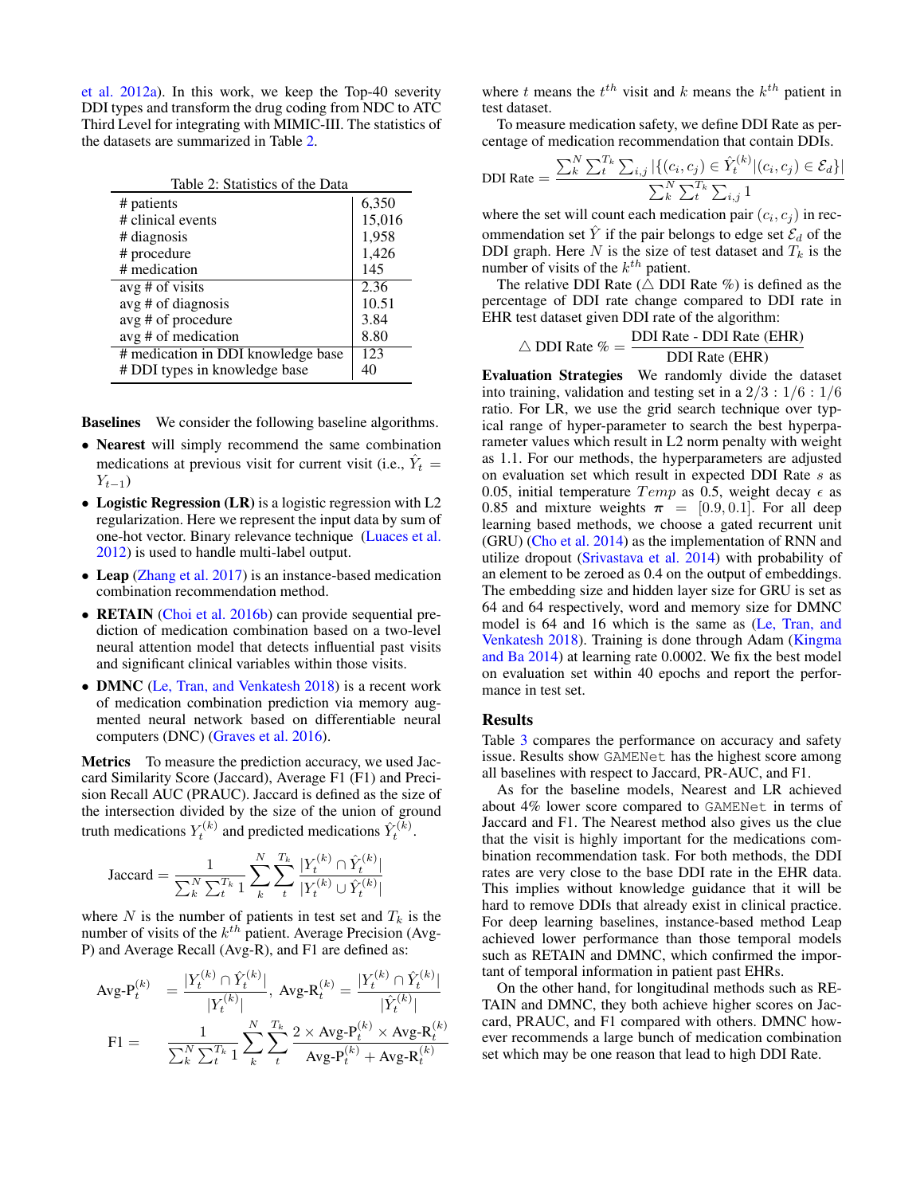et al. 2012a). In this work, we keep the Top-40 severity DDI types and transform the drug coding from NDC to ATC Third Level for integrating with MIMIC-III. The statistics of the datasets are summarized in Table 2.

Table 2: Statistics of the Data

| | |
|---|---|
| # patients | 6,350 |
| # clinical events | 15,016 |
| # diagnosis | 1,958 |
| # procedure | 1,426 |
| # medication | 145 |
| avg # of visits | 2.36 |
| avg # of diagnosis | 10.51 |
| avg # of procedure | 3.84 |
| avg # of medication | 8.80 |
| # medication in DDI knowledge base | 123 |
| # DDI types in knowledge base | 40 |

**Baselines** We consider the following baseline algorithms.

- **Nearest** will simply recommend the same combination medications at previous visit for current visit (i.e., $\hat{Y}_t = Y_{t-1}$)
- **Logistic Regression (LR)** is a logistic regression with L2 regularization. Here we represent the input data by sum of one-hot vector. Binary relevance technique (Luaces et al. 2012) is used to handle multi-label output.
- **Leap** (Zhang et al. 2017) is an instance-based medication combination recommendation method.
- **RETAIN** (Choi et al. 2016b) can provide sequential prediction of medication combination based on a two-level neural attention model that detects influential past visits and significant clinical variables within those visits.
- **DMNC** (Le, Tran, and Venkatesh 2018) is a recent work of medication combination prediction via memory augmented neural network based on differentiable neural computers (DNC) (Graves et al. 2016).

**Metrics** To measure the prediction accuracy, we used Jaccard Similarity Score (Jaccard), Average F1 (F1) and Precision Recall AUC (PRAUC). Jaccard is defined as the size of the intersection divided by the size of the union of ground truth medications $Y_t^{(k)}$ and predicted medications $\hat{Y}_t^{(k)}$.

$$\text{Jaccard} = \frac{1}{\sum_k^N \sum_t^{T_k} 1} \sum_k^N \sum_t^{T_k} \frac{|Y_t^{(k)} \cap \hat{Y}_t^{(k)}|}{|Y_t^{(k)} \cup \hat{Y}_t^{(k)}|}$$

where $N$ is the number of patients in test set and $T_k$ is the number of visits of the $k^{th}$ patient. Average Precision (Avg-P) and Average Recall (Avg-R), and F1 are defined as:

$$\text{Avg-P}_t^{(k)} = \frac{|Y_t^{(k)} \cap \hat{Y}_t^{(k)}|}{|Y_t^{(k)}|}, \ \text{Avg-R}_t^{(k)} = \frac{|Y_t^{(k)} \cap \hat{Y}_t^{(k)}|}{|\hat{Y}_t^{(k)}|}$$

$$\text{F1} = \frac{1}{\sum_k^N \sum_t^{T_k} 1} \sum_k^N \sum_t^{T_k} \frac{2 \times \text{Avg-P}_t^{(k)} \times \text{Avg-R}_t^{(k)}}{\text{Avg-P}_t^{(k)} + \text{Avg-R}_t^{(k)}}$$

where $t$ means the $t^{th}$ visit and $k$ means the $k^{th}$ patient in test dataset.

To measure medication safety, we define DDI Rate as percentage of medication recommendation that contain DDIs.

$$\text{DDI Rate} = \frac{\sum_k^N \sum_t^{T_k} \sum_{i,j} |\{(c_i, c_j) \in \hat{Y}_t^{(k)} | (c_i, c_j) \in \mathcal{E}_d\}|}{\sum_k^N \sum_t^{T_k} \sum_{i,j} 1}$$

where the set will count each medication pair $(c_i, c_j)$ in recommendation set $\hat{Y}$ if the pair belongs to edge set $\mathcal{E}_d$ of the DDI graph. Here $N$ is the size of test dataset and $T_k$ is the number of visits of the $k^{th}$ patient.

The relative DDI Rate ($\triangle$ DDI Rate %) is defined as the percentage of DDI rate change compared to DDI rate in EHR test dataset given DDI rate of the algorithm:

$$\triangle \text{ DDI Rate } \% = \frac{\text{DDI Rate - DDI Rate (EHR)}}{\text{DDI Rate (EHR)}}$$

**Evaluation Strategies** We randomly divide the dataset into training, validation and testing set in a $2/3 : 1/6 : 1/6$ ratio. For LR, we use the grid search technique over typical range of hyper-parameter to search the best hyperparameter values which result in L2 norm penalty with weight as 1.1. For our methods, the hyperparameters are adjusted on evaluation set which result in expected DDI Rate $s$ as 0.05, initial temperature $Temp$ as 0.5, weight decay $\epsilon$ as 0.85 and mixture weights $\boldsymbol{\pi} = [0.9, 0.1]$. For all deep learning based methods, we choose a gated recurrent unit (GRU) (Cho et al. 2014) as the implementation of RNN and utilize dropout (Srivastava et al. 2014) with probability of an element to be zeroed as 0.4 on the output of embeddings. The embedding size and hidden layer size for GRU is set as 64 and 64 respectively, word and memory size for DMNC model is 64 and 16 which is the same as (Le, Tran, and Venkatesh 2018). Training is done through Adam (Kingma and Ba 2014) at learning rate 0.0002. We fix the best model on evaluation set within 40 epochs and report the performance in test set.

## Results

Table 3 compares the performance on accuracy and safety issue. Results show GAMENet has the highest score among all baselines with respect to Jaccard, PR-AUC, and F1.

As for the baseline models, Nearest and LR achieved about 4% lower score compared to GAMENet in terms of Jaccard and F1. The Nearest method also gives us the clue that the visit is highly important for the medications combination recommendation task. For both methods, the DDI rates are very close to the base DDI rate in the EHR data. This implies without knowledge guidance that it will be hard to remove DDIs that already exist in clinical practice. For deep learning baselines, instance-based method Leap achieved lower performance than those temporal models such as RETAIN and DMNC, which confirmed the importance of temporal information in patient past EHRs.

On the other hand, for longitudinal methods such as RETAIN and DMNC, they both achieve higher scores on Jaccard, PRAUC, and F1 compared with others. DMNC however recommends a large bunch of medication combination set which may be one reason that lead to high DDI Rate.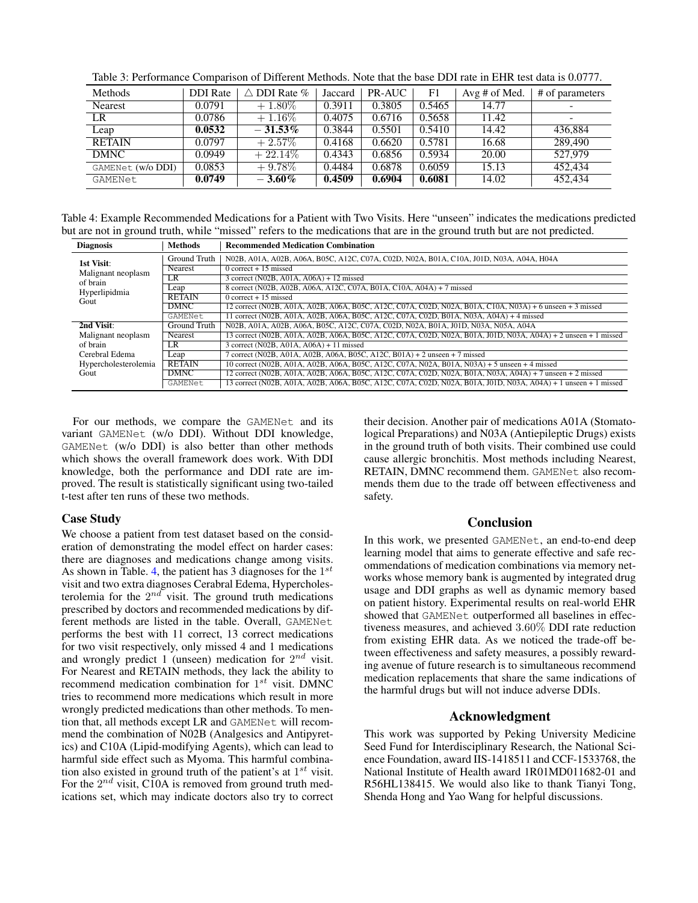Table 3: Performance Comparison of Different Methods. Note that the base DDI rate in EHR test data is 0.0777.

| Methods | DDI Rate | △ DDI Rate % | Jaccard | PR-AUC | F1 | Avg # of Med. | # of parameters |
|---|---|---|---|---|---|---|---|
| Nearest | 0.0791 | $+1.80\%$ | 0.3911 | 0.3805 | 0.5465 | 14.77 | - |
| LR | 0.0786 | $+1.16\%$ | 0.4075 | 0.6716 | 0.5658 | 11.42 | - |
| Leap | **0.0532** | $\mathbf{-31.53\%}$ | 0.3844 | 0.5501 | 0.5410 | 14.42 | 436,884 |
| RETAIN | 0.0797 | $+2.57\%$ | 0.4168 | 0.6620 | 0.5781 | 16.68 | 289,490 |
| DMNC | 0.0949 | $+22.14\%$ | 0.4343 | 0.6856 | 0.5934 | 20.00 | 527,979 |
| GAMENet (w/o DDI) | 0.0853 | $+9.78\%$ | 0.4484 | 0.6878 | 0.6059 | 15.13 | 452,434 |
| GAMENet | **0.0749** | $\mathbf{-3.60\%}$ | **0.4509** | **0.6904** | **0.6081** | 14.02 | 452,434 |

Table 4: Example Recommended Medications for a Patient with Two Visits. Here "unseen" indicates the medications predicted but are not in ground truth, while "missed" refers to the medications that are in the ground truth but are not predicted.

| Diagnosis | Methods | Recommended Medication Combination |
|---|---|---|
| **1st Visit**: Malignant neoplasm of brain Hyperlipidmia Gout | Ground Truth | N02B, A01A, A02B, A06A, B05C, A12C, C07A, C02D, N02A, B01A, C10A, J01D, N03A, A04A, H04A |
| | Nearest | 0 correct + 15 missed |
| | LR | 3 correct (N02B, A01A, A06A) + 12 missed |
| | Leap | 8 correct (N02B, A02B, A06A, A12C, C07A, B01A, C10A, A04A) + 7 missed |
| | RETAIN | 0 correct + 15 missed |
| | DMNC | 12 correct (N02B, A01A, A02B, A06A, B05C, A12C, C07A, C02D, N02A, B01A, C10A, N03A) + 6 unseen + 3 missed |
| | GAMENet | 11 correct (N02B, A01A, A02B, A06A, B05C, A12C, C07A, C02D, B01A, N03A, A04A) + 4 missed |
| **2nd Visit**: Malignant neoplasm of brain Cerebral Edema Hypercholesterolemia Gout | Ground Truth | N02B, A01A, A02B, A06A, B05C, A12C, C07A, C02D, N02A, B01A, J01D, N03A, N05A, A04A |
| | Nearest | 13 correct (N02B, A01A, A02B, A06A, B05C, A12C, C07A, C02D, N02A, B01A, J01D, N03A, A04A) + 2 unseen + 1 missed |
| | LR | 3 correct (N02B, A01A, A06A) + 11 missed |
| | Leap | 7 correct (N02B, A01A, A02B, A06A, B05C, A12C, B01A) + 2 unseen + 7 missed |
| | RETAIN | 10 correct (N02B, A01A, A02B, A06A, B05C, A12C, C07A, N02A, B01A, N03A) + 5 unseen + 4 missed |
| | DMNC | 12 correct (N02B, A01A, A02B, A06A, B05C, A12C, C07A, C02D, N02A, B01A, N03A, A04A) + 7 unseen + 2 missed |
| | GAMENet | 13 correct (N02B, A01A, A02B, A06A, B05C, A12C, C07A, C02D, N02A, B01A, J01D, N03A, A04A) + 1 unseen + 1 missed |

For our methods, we compare the GAMENet and its variant GAMENet (w/o DDI). Without DDI knowledge, GAMENet (w/o DDI) is also better than other methods which shows the overall framework does work. With DDI knowledge, both the performance and DDI rate are improved. The result is statistically significant using two-tailed t-test after ten runs of these two methods.

### Case Study

We choose a patient from test dataset based on the consideration of demonstrating the model effect on harder cases: there are diagnoses and medications change among visits. As shown in Table. 4, the patient has 3 diagnoses for the $1^{st}$ visit and two extra diagnoses Cerebral Edema, Hypercholesterolemia for the $2^{nd}$ visit. The ground truth medications prescribed by doctors and recommended medications by different methods are listed in the table. Overall, GAMENet performs the best with 11 correct, 13 correct medications for two visit respectively, only missed 4 and 1 medications and wrongly predict 1 (unseen) medication for $2^{nd}$ visit. For Nearest and RETAIN methods, they lack the ability to recommend medication combination for $1^{st}$ visit. DMNC tries to recommend more medications which result in more wrongly predicted medications than other methods. To mention that, all methods except LR and GAMENet will recommend the combination of N02B (Analgesics and Antipyretics) and C10A (Lipid-modifying Agents), which can lead to harmful side effect such as Myoma. This harmful combination also existed in ground truth of the patient's at $1^{st}$ visit. For the $2^{nd}$ visit, C10A is removed from ground truth medications set, which may indicate doctors also try to correct their decision. Another pair of medications A01A (Stomatological Preparations) and N03A (Antiepileptic Drugs) exists in the ground truth of both visits. Their combined use could cause allergic bronchitis. Most methods including Nearest, RETAIN, DMNC recommend them. GAMENet also recommends them due to the trade off between effectiveness and safety.

## Conclusion

In this work, we presented GAMENet, an end-to-end deep learning model that aims to generate effective and safe recommendations of medication combinations via memory networks whose memory bank is augmented by integrated drug usage and DDI graphs as well as dynamic memory based on patient history. Experimental results on real-world EHR showed that GAMENet outperformed all baselines in effectiveness measures, and achieved 3.60% DDI rate reduction from existing EHR data. As we noticed the trade-off between effectiveness and safety measures, a possibly rewarding avenue of future research is to simultaneous recommend medication replacements that share the same indications of the harmful drugs but will not induce adverse DDIs.

## Acknowledgment

This work was supported by Peking University Medicine Seed Fund for Interdisciplinary Research, the National Science Foundation, award IIS-1418511 and CCF-1533768, the National Institute of Health award 1R01MD011682-01 and R56HL138415. We would also like to thank Tianyi Tong, Shenda Hong and Yao Wang for helpful discussions.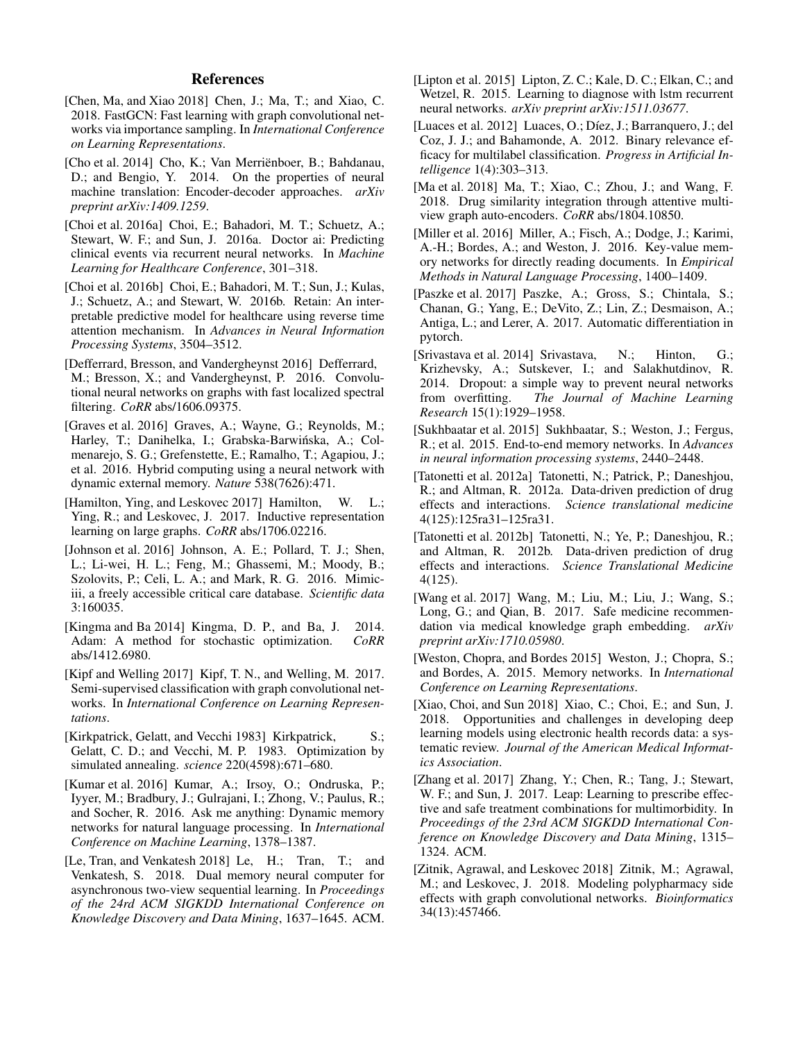## References

[Chen, Ma, and Xiao 2018] Chen, J.; Ma, T.; and Xiao, C. 2018. FastGCN: Fast learning with graph convolutional networks via importance sampling. In *International Conference on Learning Representations*.

[Cho et al. 2014] Cho, K.; Van Merriënboer, B.; Bahdanau, D.; and Bengio, Y. 2014. On the properties of neural machine translation: Encoder-decoder approaches. *arXiv preprint arXiv:1409.1259*.

[Choi et al. 2016a] Choi, E.; Bahadori, M. T.; Schuetz, A.; Stewart, W. F.; and Sun, J. 2016a. Doctor ai: Predicting clinical events via recurrent neural networks. In *Machine Learning for Healthcare Conference*, 301–318.

[Choi et al. 2016b] Choi, E.; Bahadori, M. T.; Sun, J.; Kulas, J.; Schuetz, A.; and Stewart, W. 2016b. Retain: An interpretable predictive model for healthcare using reverse time attention mechanism. In *Advances in Neural Information Processing Systems*, 3504–3512.

[Defferrard, Bresson, and Vandergheynst 2016] Defferrard, M.; Bresson, X.; and Vandergheynst, P. 2016. Convolutional neural networks on graphs with fast localized spectral filtering. *CoRR* abs/1606.09375.

[Graves et al. 2016] Graves, A.; Wayne, G.; Reynolds, M.; Harley, T.; Danihelka, I.; Grabska-Barwińska, A.; Colmenarejo, S. G.; Grefenstette, E.; Ramalho, T.; Agapiou, J.; et al. 2016. Hybrid computing using a neural network with dynamic external memory. *Nature* 538(7626):471.

[Hamilton, Ying, and Leskovec 2017] Hamilton, W. L.; Ying, R.; and Leskovec, J. 2017. Inductive representation learning on large graphs. *CoRR* abs/1706.02216.

[Johnson et al. 2016] Johnson, A. E.; Pollard, T. J.; Shen, L.; Li-wei, H. L.; Feng, M.; Ghassemi, M.; Moody, B.; Szolovits, P.; Celi, L. A.; and Mark, R. G. 2016. Mimic-iii, a freely accessible critical care database. *Scientific data* 3:160035.

[Kingma and Ba 2014] Kingma, D. P., and Ba, J. 2014. Adam: A method for stochastic optimization. *CoRR* abs/1412.6980.

[Kipf and Welling 2017] Kipf, T. N., and Welling, M. 2017. Semi-supervised classification with graph convolutional networks. In *International Conference on Learning Representations*.

[Kirkpatrick, Gelatt, and Vecchi 1983] Kirkpatrick, S.; Gelatt, C. D.; and Vecchi, M. P. 1983. Optimization by simulated annealing. *science* 220(4598):671–680.

[Kumar et al. 2016] Kumar, A.; Irsoy, O.; Ondruska, P.; Iyyer, M.; Bradbury, J.; Gulrajani, I.; Zhong, V.; Paulus, R.; and Socher, R. 2016. Ask me anything: Dynamic memory networks for natural language processing. In *International Conference on Machine Learning*, 1378–1387.

[Le, Tran, and Venkatesh 2018] Le, H.; Tran, T.; and Venkatesh, S. 2018. Dual memory neural computer for asynchronous two-view sequential learning. In *Proceedings of the 24rd ACM SIGKDD International Conference on Knowledge Discovery and Data Mining*, 1637–1645. ACM.

[Lipton et al. 2015] Lipton, Z. C.; Kale, D. C.; Elkan, C.; and Wetzel, R. 2015. Learning to diagnose with lstm recurrent neural networks. *arXiv preprint arXiv:1511.03677*.

[Luaces et al. 2012] Luaces, O.; Díez, J.; Barranquero, J.; del Coz, J. J.; and Bahamonde, A. 2012. Binary relevance efficacy for multilabel classification. *Progress in Artificial Intelligence* 1(4):303–313.

[Ma et al. 2018] Ma, T.; Xiao, C.; Zhou, J.; and Wang, F. 2018. Drug similarity integration through attentive multi-view graph auto-encoders. *CoRR* abs/1804.10850.

[Miller et al. 2016] Miller, A.; Fisch, A.; Dodge, J.; Karimi, A.-H.; Bordes, A.; and Weston, J. 2016. Key-value memory networks for directly reading documents. In *Empirical Methods in Natural Language Processing*, 1400–1409.

[Paszke et al. 2017] Paszke, A.; Gross, S.; Chintala, S.; Chanan, G.; Yang, E.; DeVito, Z.; Lin, Z.; Desmaison, A.; Antiga, L.; and Lerer, A. 2017. Automatic differentiation in pytorch.

[Srivastava et al. 2014] Srivastava, N.; Hinton, G.; Krizhevsky, A.; Sutskever, I.; and Salakhutdinov, R. 2014. Dropout: a simple way to prevent neural networks from overfitting. *The Journal of Machine Learning Research* 15(1):1929–1958.

[Sukhbaatar et al. 2015] Sukhbaatar, S.; Weston, J.; Fergus, R.; et al. 2015. End-to-end memory networks. In *Advances in neural information processing systems*, 2440–2448.

[Tatonetti et al. 2012a] Tatonetti, N.; Patrick, P.; Daneshjou, R.; and Altman, R. 2012a. Data-driven prediction of drug effects and interactions. *Science translational medicine* 4(125):125ra31–125ra31.

[Tatonetti et al. 2012b] Tatonetti, N.; Ye, P.; Daneshjou, R.; and Altman, R. 2012b. Data-driven prediction of drug effects and interactions. *Science Translational Medicine* 4(125).

[Wang et al. 2017] Wang, M.; Liu, M.; Liu, J.; Wang, S.; Long, G.; and Qian, B. 2017. Safe medicine recommendation via medical knowledge graph embedding. *arXiv preprint arXiv:1710.05980*.

[Weston, Chopra, and Bordes 2015] Weston, J.; Chopra, S.; and Bordes, A. 2015. Memory networks. In *International Conference on Learning Representations*.

[Xiao, Choi, and Sun 2018] Xiao, C.; Choi, E.; and Sun, J. 2018. Opportunities and challenges in developing deep learning models using electronic health records data: a systematic review. *Journal of the American Medical Informatics Association*.

[Zhang et al. 2017] Zhang, Y.; Chen, R.; Tang, J.; Stewart, W. F.; and Sun, J. 2017. Leap: Learning to prescribe effective and safe treatment combinations for multimorbidity. In *Proceedings of the 23rd ACM SIGKDD International Conference on Knowledge Discovery and Data Mining*, 1315–1324. ACM.

[Zitnik, Agrawal, and Leskovec 2018] Zitnik, M.; Agrawal, M.; and Leskovec, J. 2018. Modeling polypharmacy side effects with graph convolutional networks. *Bioinformatics* 34(13):457466.